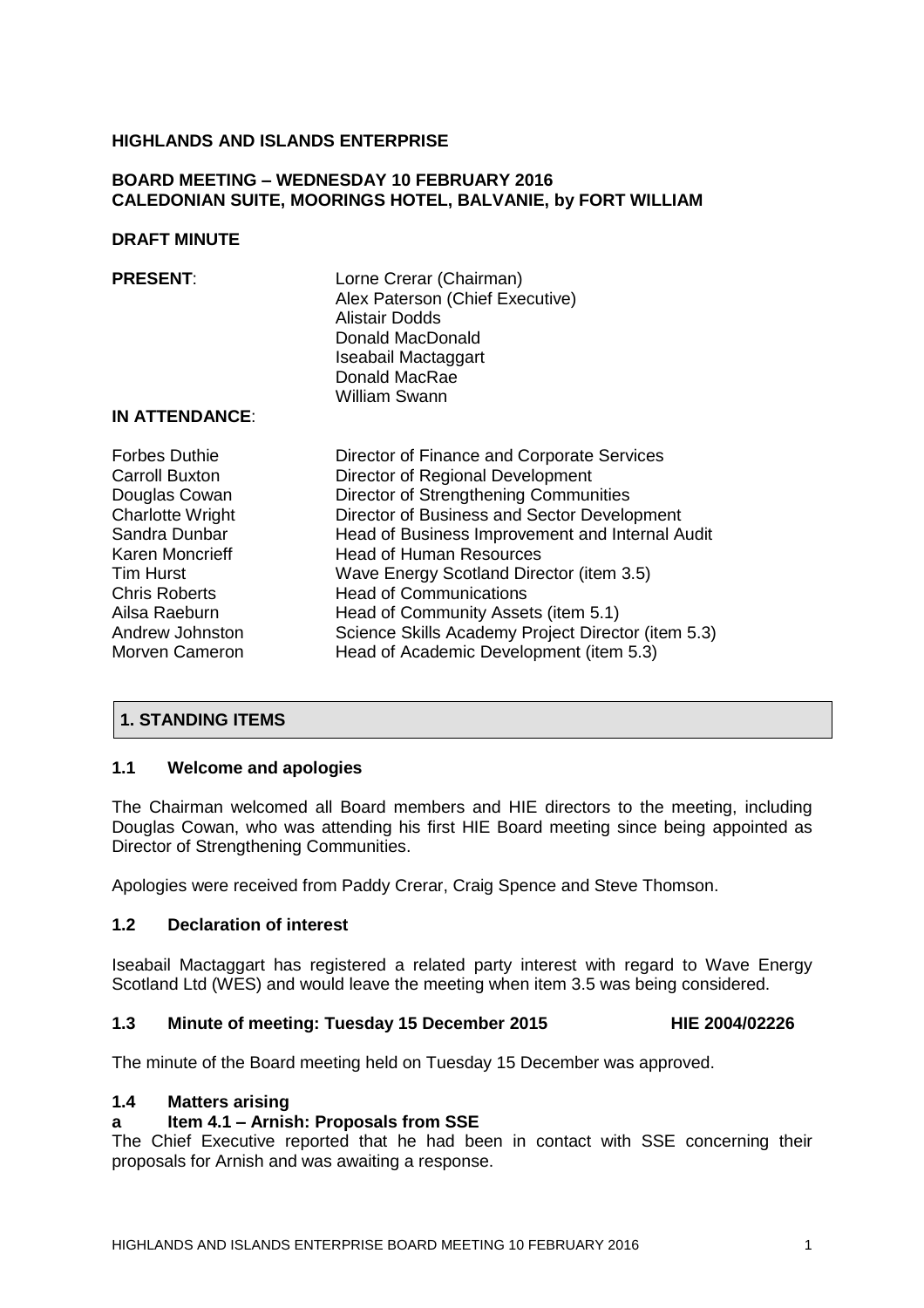**HIGHLANDS AND ISLANDS ENTERPRISE**

**BOARD MEETING – WEDNESDAY 10 FEBRUARY 2016**
**CALEDONIAN SUITE, MOORINGS HOTEL, BALVANIE, by FORT WILLIAM**

**DRAFT MINUTE**

**PRESENT**:

Lorne Crerar (Chairman)
Alex Paterson (Chief Executive)
Alistair Dodds
Donald MacDonald
Iseabail Mactaggart
Donald MacRae
William Swann

**IN ATTENDANCE**:

| | |
|---|---|
| Forbes Duthie | Director of Finance and Corporate Services |
| Carroll Buxton | Director of Regional Development |
| Douglas Cowan | Director of Strengthening Communities |
| Charlotte Wright | Director of Business and Sector Development |
| Sandra Dunbar | Head of Business Improvement and Internal Audit |
| Karen Moncrieff | Head of Human Resources |
| Tim Hurst | Wave Energy Scotland Director (item 3.5) |
| Chris Roberts | Head of Communications |
| Ailsa Raeburn | Head of Community Assets (item 5.1) |
| Andrew Johnston | Science Skills Academy Project Director (item 5.3) |
| Morven Cameron | Head of Academic Development (item 5.3) |

## 1. STANDING ITEMS

### 1.1 Welcome and apologies

The Chairman welcomed all Board members and HIE directors to the meeting, including Douglas Cowan, who was attending his first HIE Board meeting since being appointed as Director of Strengthening Communities.

Apologies were received from Paddy Crerar, Craig Spence and Steve Thomson.

### 1.2 Declaration of interest

Iseabail Mactaggart has registered a related party interest with regard to Wave Energy Scotland Ltd (WES) and would leave the meeting when item 3.5 was being considered.

### 1.3 Minute of meeting: Tuesday 15 December 2015 HIE 2004/02226

The minute of the Board meeting held on Tuesday 15 December was approved.

### 1.4 Matters arising

**a Item 4.1 – Arnish: Proposals from SSE**

The Chief Executive reported that he had been in contact with SSE concerning their proposals for Arnish and was awaiting a response.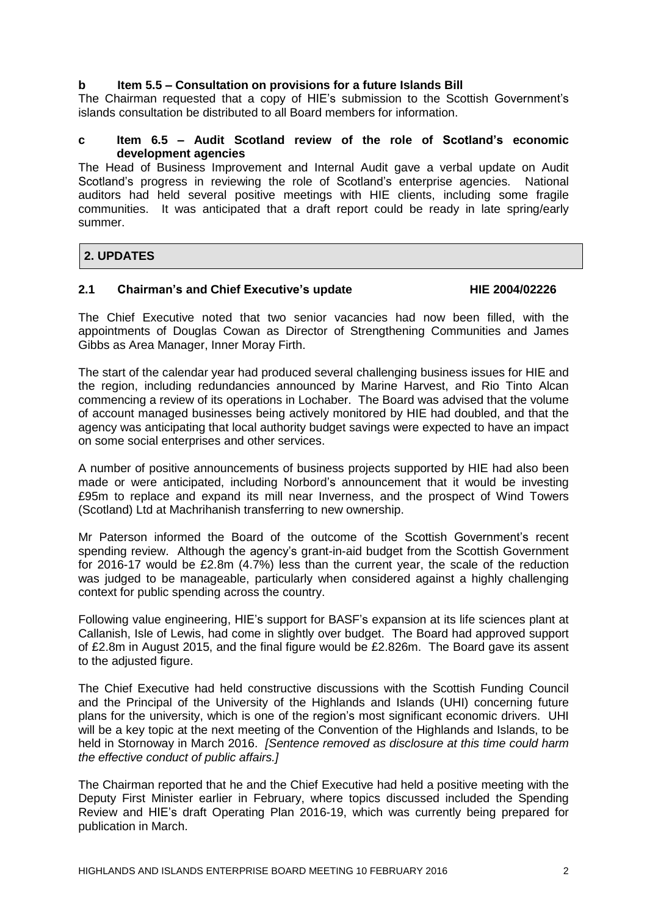**b Item 5.5 – Consultation on provisions for a future Islands Bill**

The Chairman requested that a copy of HIE's submission to the Scottish Government's islands consultation be distributed to all Board members for information.

**c Item 6.5 – Audit Scotland review of the role of Scotland's economic development agencies**

The Head of Business Improvement and Internal Audit gave a verbal update on Audit Scotland's progress in reviewing the role of Scotland's enterprise agencies. National auditors had held several positive meetings with HIE clients, including some fragile communities. It was anticipated that a draft report could be ready in late spring/early summer.

## 2. UPDATES

### 2.1 Chairman's and Chief Executive's update HIE 2004/02226

The Chief Executive noted that two senior vacancies had now been filled, with the appointments of Douglas Cowan as Director of Strengthening Communities and James Gibbs as Area Manager, Inner Moray Firth.

The start of the calendar year had produced several challenging business issues for HIE and the region, including redundancies announced by Marine Harvest, and Rio Tinto Alcan commencing a review of its operations in Lochaber. The Board was advised that the volume of account managed businesses being actively monitored by HIE had doubled, and that the agency was anticipating that local authority budget savings were expected to have an impact on some social enterprises and other services.

A number of positive announcements of business projects supported by HIE had also been made or were anticipated, including Norbord's announcement that it would be investing £95m to replace and expand its mill near Inverness, and the prospect of Wind Towers (Scotland) Ltd at Machrihanish transferring to new ownership.

Mr Paterson informed the Board of the outcome of the Scottish Government's recent spending review. Although the agency's grant-in-aid budget from the Scottish Government for 2016-17 would be £2.8m (4.7%) less than the current year, the scale of the reduction was judged to be manageable, particularly when considered against a highly challenging context for public spending across the country.

Following value engineering, HIE's support for BASF's expansion at its life sciences plant at Callanish, Isle of Lewis, had come in slightly over budget. The Board had approved support of £2.8m in August 2015, and the final figure would be £2.826m. The Board gave its assent to the adjusted figure.

The Chief Executive had held constructive discussions with the Scottish Funding Council and the Principal of the University of the Highlands and Islands (UHI) concerning future plans for the university, which is one of the region's most significant economic drivers. UHI will be a key topic at the next meeting of the Convention of the Highlands and Islands, to be held in Stornoway in March 2016. *[Sentence removed as disclosure at this time could harm the effective conduct of public affairs.]*

The Chairman reported that he and the Chief Executive had held a positive meeting with the Deputy First Minister earlier in February, where topics discussed included the Spending Review and HIE's draft Operating Plan 2016-19, which was currently being prepared for publication in March.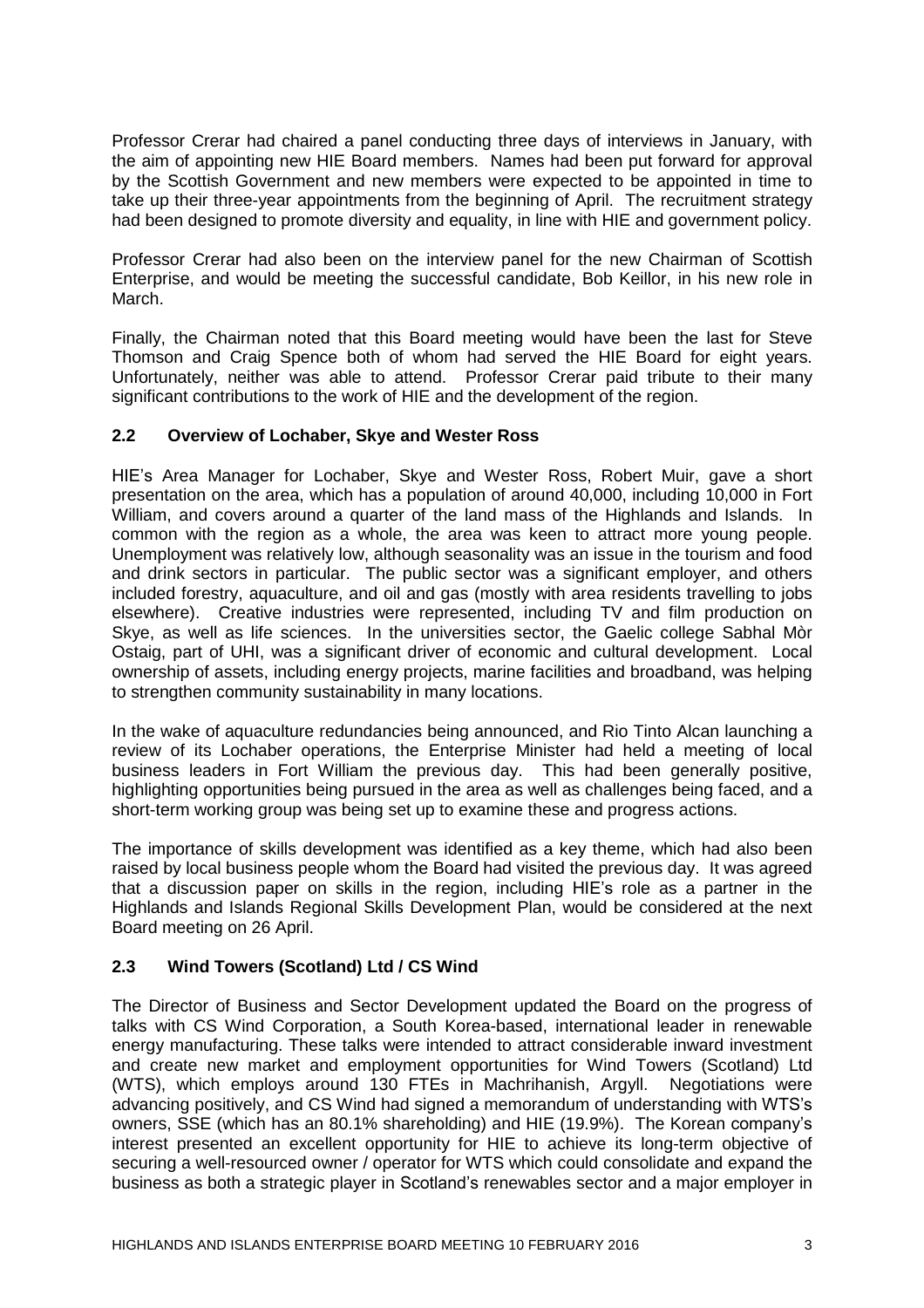Professor Crerar had chaired a panel conducting three days of interviews in January, with the aim of appointing new HIE Board members. Names had been put forward for approval by the Scottish Government and new members were expected to be appointed in time to take up their three-year appointments from the beginning of April. The recruitment strategy had been designed to promote diversity and equality, in line with HIE and government policy.

Professor Crerar had also been on the interview panel for the new Chairman of Scottish Enterprise, and would be meeting the successful candidate, Bob Keillor, in his new role in March.

Finally, the Chairman noted that this Board meeting would have been the last for Steve Thomson and Craig Spence both of whom had served the HIE Board for eight years. Unfortunately, neither was able to attend. Professor Crerar paid tribute to their many significant contributions to the work of HIE and the development of the region.

### 2.2 Overview of Lochaber, Skye and Wester Ross

HIE's Area Manager for Lochaber, Skye and Wester Ross, Robert Muir, gave a short presentation on the area, which has a population of around 40,000, including 10,000 in Fort William, and covers around a quarter of the land mass of the Highlands and Islands. In common with the region as a whole, the area was keen to attract more young people. Unemployment was relatively low, although seasonality was an issue in the tourism and food and drink sectors in particular. The public sector was a significant employer, and others included forestry, aquaculture, and oil and gas (mostly with area residents travelling to jobs elsewhere). Creative industries were represented, including TV and film production on Skye, as well as life sciences. In the universities sector, the Gaelic college Sabhal Mòr Ostaig, part of UHI, was a significant driver of economic and cultural development. Local ownership of assets, including energy projects, marine facilities and broadband, was helping to strengthen community sustainability in many locations.

In the wake of aquaculture redundancies being announced, and Rio Tinto Alcan launching a review of its Lochaber operations, the Enterprise Minister had held a meeting of local business leaders in Fort William the previous day. This had been generally positive, highlighting opportunities being pursued in the area as well as challenges being faced, and a short-term working group was being set up to examine these and progress actions.

The importance of skills development was identified as a key theme, which had also been raised by local business people whom the Board had visited the previous day. It was agreed that a discussion paper on skills in the region, including HIE's role as a partner in the Highlands and Islands Regional Skills Development Plan, would be considered at the next Board meeting on 26 April.

### 2.3 Wind Towers (Scotland) Ltd / CS Wind

The Director of Business and Sector Development updated the Board on the progress of talks with CS Wind Corporation, a South Korea-based, international leader in renewable energy manufacturing. These talks were intended to attract considerable inward investment and create new market and employment opportunities for Wind Towers (Scotland) Ltd (WTS), which employs around 130 FTEs in Machrihanish, Argyll. Negotiations were advancing positively, and CS Wind had signed a memorandum of understanding with WTS's owners, SSE (which has an 80.1% shareholding) and HIE (19.9%). The Korean company's interest presented an excellent opportunity for HIE to achieve its long-term objective of securing a well-resourced owner / operator for WTS which could consolidate and expand the business as both a strategic player in Scotland's renewables sector and a major employer in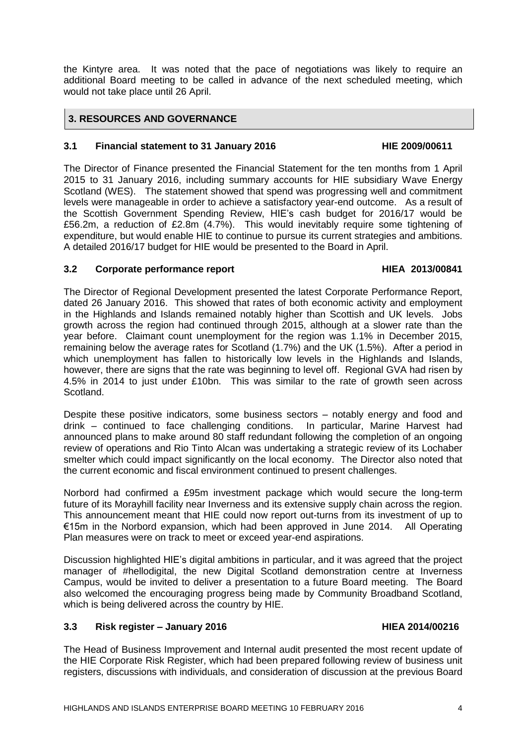the Kintyre area. It was noted that the pace of negotiations was likely to require an additional Board meeting to be called in advance of the next scheduled meeting, which would not take place until 26 April.

## 3. RESOURCES AND GOVERNANCE

### 3.1 Financial statement to 31 January 2016 — HIE 2009/00611

The Director of Finance presented the Financial Statement for the ten months from 1 April 2015 to 31 January 2016, including summary accounts for HIE subsidiary Wave Energy Scotland (WES). The statement showed that spend was progressing well and commitment levels were manageable in order to achieve a satisfactory year-end outcome. As a result of the Scottish Government Spending Review, HIE's cash budget for 2016/17 would be £56.2m, a reduction of £2.8m (4.7%). This would inevitably require some tightening of expenditure, but would enable HIE to continue to pursue its current strategies and ambitions. A detailed 2016/17 budget for HIE would be presented to the Board in April.

### 3.2 Corporate performance report — HIEA 2013/00841

The Director of Regional Development presented the latest Corporate Performance Report, dated 26 January 2016. This showed that rates of both economic activity and employment in the Highlands and Islands remained notably higher than Scottish and UK levels. Jobs growth across the region had continued through 2015, although at a slower rate than the year before. Claimant count unemployment for the region was 1.1% in December 2015, remaining below the average rates for Scotland (1.7%) and the UK (1.5%). After a period in which unemployment has fallen to historically low levels in the Highlands and Islands, however, there are signs that the rate was beginning to level off. Regional GVA had risen by 4.5% in 2014 to just under £10bn. This was similar to the rate of growth seen across Scotland.

Despite these positive indicators, some business sectors – notably energy and food and drink – continued to face challenging conditions. In particular, Marine Harvest had announced plans to make around 80 staff redundant following the completion of an ongoing review of operations and Rio Tinto Alcan was undertaking a strategic review of its Lochaber smelter which could impact significantly on the local economy. The Director also noted that the current economic and fiscal environment continued to present challenges.

Norbord had confirmed a £95m investment package which would secure the long-term future of its Morayhill facility near Inverness and its extensive supply chain across the region. This announcement meant that HIE could now report out-turns from its investment of up to €15m in the Norbord expansion, which had been approved in June 2014. All Operating Plan measures were on track to meet or exceed year-end aspirations.

Discussion highlighted HIE's digital ambitions in particular, and it was agreed that the project manager of #hellodigital, the new Digital Scotland demonstration centre at Inverness Campus, would be invited to deliver a presentation to a future Board meeting. The Board also welcomed the encouraging progress being made by Community Broadband Scotland, which is being delivered across the country by HIE.

### 3.3 Risk register – January 2016 — HIEA 2014/00216

The Head of Business Improvement and Internal audit presented the most recent update of the HIE Corporate Risk Register, which had been prepared following review of business unit registers, discussions with individuals, and consideration of discussion at the previous Board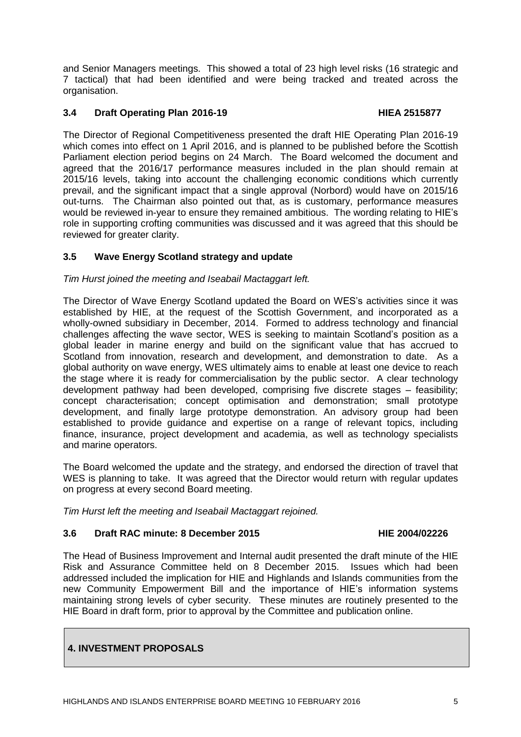and Senior Managers meetings. This showed a total of 23 high level risks (16 strategic and 7 tactical) that had been identified and were being tracked and treated across the organisation.

### 3.4 Draft Operating Plan 2016-19 HIEA 2515877

The Director of Regional Competitiveness presented the draft HIE Operating Plan 2016-19 which comes into effect on 1 April 2016, and is planned to be published before the Scottish Parliament election period begins on 24 March. The Board welcomed the document and agreed that the 2016/17 performance measures included in the plan should remain at 2015/16 levels, taking into account the challenging economic conditions which currently prevail, and the significant impact that a single approval (Norbord) would have on 2015/16 out-turns. The Chairman also pointed out that, as is customary, performance measures would be reviewed in-year to ensure they remained ambitious. The wording relating to HIE's role in supporting crofting communities was discussed and it was agreed that this should be reviewed for greater clarity.

### 3.5 Wave Energy Scotland strategy and update

*Tim Hurst joined the meeting and Iseabail Mactaggart left.*

The Director of Wave Energy Scotland updated the Board on WES's activities since it was established by HIE, at the request of the Scottish Government, and incorporated as a wholly-owned subsidiary in December, 2014. Formed to address technology and financial challenges affecting the wave sector, WES is seeking to maintain Scotland's position as a global leader in marine energy and build on the significant value that has accrued to Scotland from innovation, research and development, and demonstration to date. As a global authority on wave energy, WES ultimately aims to enable at least one device to reach the stage where it is ready for commercialisation by the public sector. A clear technology development pathway had been developed, comprising five discrete stages – feasibility; concept characterisation; concept optimisation and demonstration; small prototype development, and finally large prototype demonstration. An advisory group had been established to provide guidance and expertise on a range of relevant topics, including finance, insurance, project development and academia, as well as technology specialists and marine operators.

The Board welcomed the update and the strategy, and endorsed the direction of travel that WES is planning to take. It was agreed that the Director would return with regular updates on progress at every second Board meeting.

*Tim Hurst left the meeting and Iseabail Mactaggart rejoined.*

### 3.6 Draft RAC minute: 8 December 2015 HIE 2004/02226

The Head of Business Improvement and Internal audit presented the draft minute of the HIE Risk and Assurance Committee held on 8 December 2015. Issues which had been addressed included the implication for HIE and Highlands and Islands communities from the new Community Empowerment Bill and the importance of HIE's information systems maintaining strong levels of cyber security. These minutes are routinely presented to the HIE Board in draft form, prior to approval by the Committee and publication online.

## 4. INVESTMENT PROPOSALS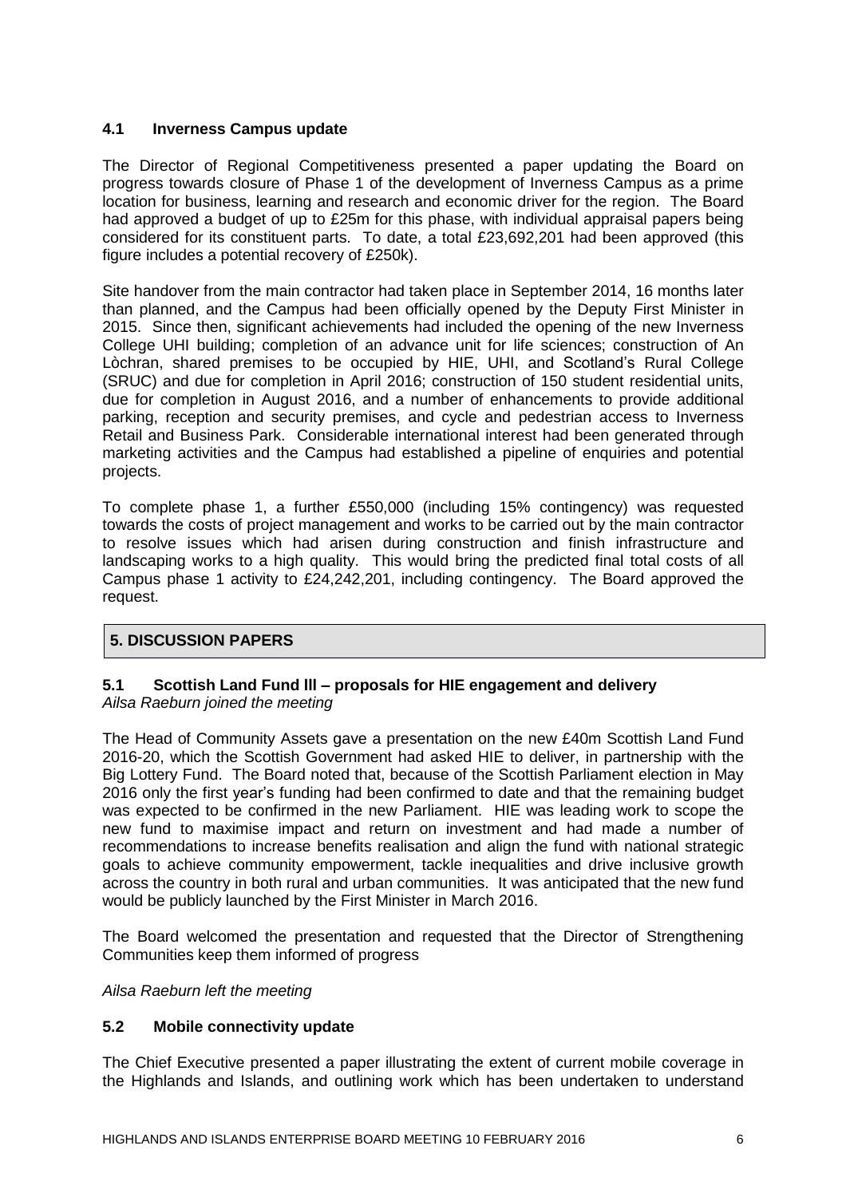### 4.1 Inverness Campus update

The Director of Regional Competitiveness presented a paper updating the Board on progress towards closure of Phase 1 of the development of Inverness Campus as a prime location for business, learning and research and economic driver for the region. The Board had approved a budget of up to £25m for this phase, with individual appraisal papers being considered for its constituent parts. To date, a total £23,692,201 had been approved (this figure includes a potential recovery of £250k).

Site handover from the main contractor had taken place in September 2014, 16 months later than planned, and the Campus had been officially opened by the Deputy First Minister in 2015. Since then, significant achievements had included the opening of the new Inverness College UHI building; completion of an advance unit for life sciences; construction of An Lòchran, shared premises to be occupied by HIE, UHI, and Scotland's Rural College (SRUC) and due for completion in April 2016; construction of 150 student residential units, due for completion in August 2016, and a number of enhancements to provide additional parking, reception and security premises, and cycle and pedestrian access to Inverness Retail and Business Park. Considerable international interest had been generated through marketing activities and the Campus had established a pipeline of enquiries and potential projects.

To complete phase 1, a further £550,000 (including 15% contingency) was requested towards the costs of project management and works to be carried out by the main contractor to resolve issues which had arisen during construction and finish infrastructure and landscaping works to a high quality. This would bring the predicted final total costs of all Campus phase 1 activity to £24,242,201, including contingency. The Board approved the request.

## 5. DISCUSSION PAPERS

### 5.1 Scottish Land Fund lll – proposals for HIE engagement and delivery

*Ailsa Raeburn joined the meeting*

The Head of Community Assets gave a presentation on the new £40m Scottish Land Fund 2016-20, which the Scottish Government had asked HIE to deliver, in partnership with the Big Lottery Fund. The Board noted that, because of the Scottish Parliament election in May 2016 only the first year's funding had been confirmed to date and that the remaining budget was expected to be confirmed in the new Parliament. HIE was leading work to scope the new fund to maximise impact and return on investment and had made a number of recommendations to increase benefits realisation and align the fund with national strategic goals to achieve community empowerment, tackle inequalities and drive inclusive growth across the country in both rural and urban communities. It was anticipated that the new fund would be publicly launched by the First Minister in March 2016.

The Board welcomed the presentation and requested that the Director of Strengthening Communities keep them informed of progress

*Ailsa Raeburn left the meeting*

### 5.2 Mobile connectivity update

The Chief Executive presented a paper illustrating the extent of current mobile coverage in the Highlands and Islands, and outlining work which has been undertaken to understand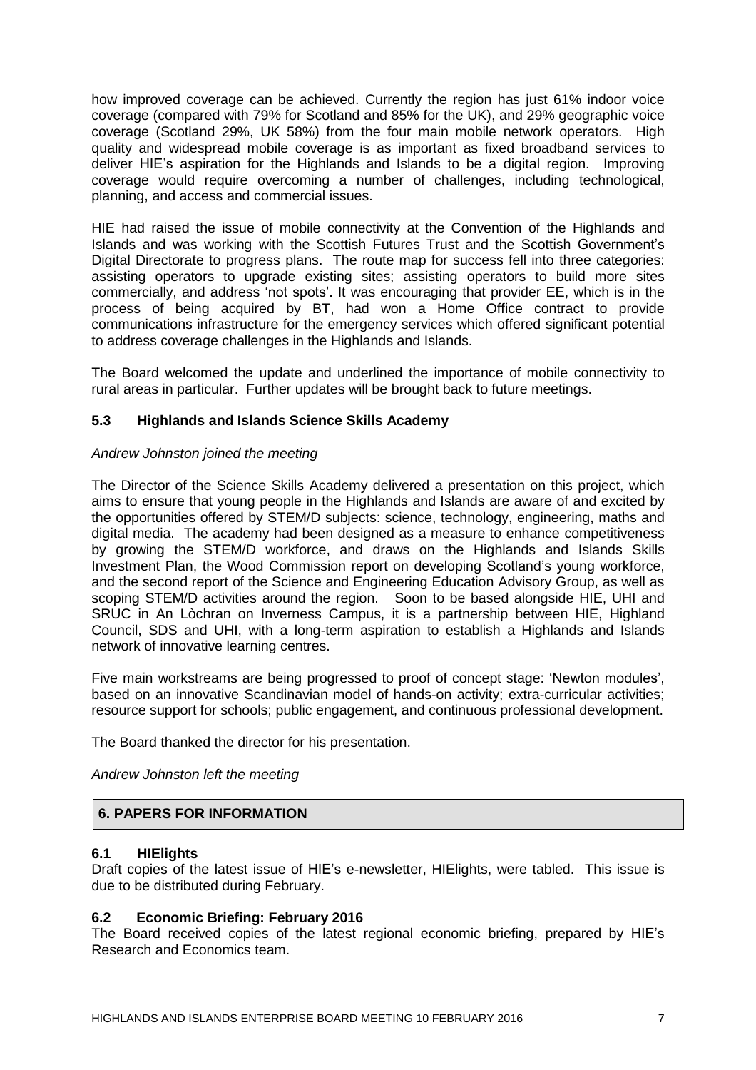how improved coverage can be achieved. Currently the region has just 61% indoor voice coverage (compared with 79% for Scotland and 85% for the UK), and 29% geographic voice coverage (Scotland 29%, UK 58%) from the four main mobile network operators. High quality and widespread mobile coverage is as important as fixed broadband services to deliver HIE's aspiration for the Highlands and Islands to be a digital region. Improving coverage would require overcoming a number of challenges, including technological, planning, and access and commercial issues.

HIE had raised the issue of mobile connectivity at the Convention of the Highlands and Islands and was working with the Scottish Futures Trust and the Scottish Government's Digital Directorate to progress plans. The route map for success fell into three categories: assisting operators to upgrade existing sites; assisting operators to build more sites commercially, and address 'not spots'. It was encouraging that provider EE, which is in the process of being acquired by BT, had won a Home Office contract to provide communications infrastructure for the emergency services which offered significant potential to address coverage challenges in the Highlands and Islands.

The Board welcomed the update and underlined the importance of mobile connectivity to rural areas in particular. Further updates will be brought back to future meetings.

### 5.3 Highlands and Islands Science Skills Academy

*Andrew Johnston joined the meeting*

The Director of the Science Skills Academy delivered a presentation on this project, which aims to ensure that young people in the Highlands and Islands are aware of and excited by the opportunities offered by STEM/D subjects: science, technology, engineering, maths and digital media. The academy had been designed as a measure to enhance competitiveness by growing the STEM/D workforce, and draws on the Highlands and Islands Skills Investment Plan, the Wood Commission report on developing Scotland's young workforce, and the second report of the Science and Engineering Education Advisory Group, as well as scoping STEM/D activities around the region. Soon to be based alongside HIE, UHI and SRUC in An Lòchran on Inverness Campus, it is a partnership between HIE, Highland Council, SDS and UHI, with a long-term aspiration to establish a Highlands and Islands network of innovative learning centres.

Five main workstreams are being progressed to proof of concept stage: 'Newton modules', based on an innovative Scandinavian model of hands-on activity; extra-curricular activities; resource support for schools; public engagement, and continuous professional development.

The Board thanked the director for his presentation.

*Andrew Johnston left the meeting*

## 6. PAPERS FOR INFORMATION

### 6.1 HIElights

Draft copies of the latest issue of HIE's e-newsletter, HIElights, were tabled. This issue is due to be distributed during February.

### 6.2 Economic Briefing: February 2016

The Board received copies of the latest regional economic briefing, prepared by HIE's Research and Economics team.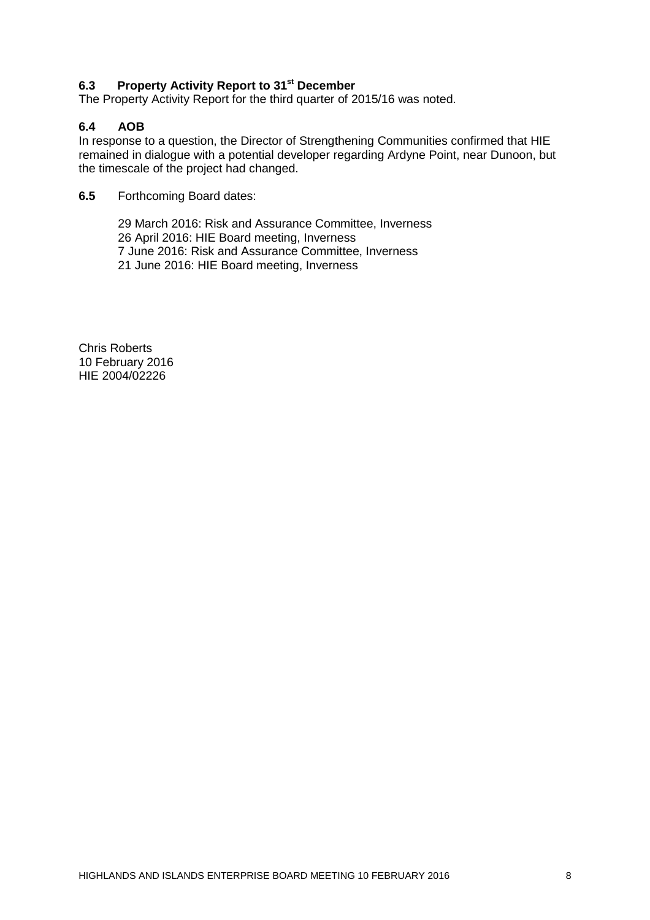### 6.3 Property Activity Report to 31st December

The Property Activity Report for the third quarter of 2015/16 was noted.

### 6.4 AOB

In response to a question, the Director of Strengthening Communities confirmed that HIE remained in dialogue with a potential developer regarding Ardyne Point, near Dunoon, but the timescale of the project had changed.

**6.5** Forthcoming Board dates:

29 March 2016: Risk and Assurance Committee, Inverness
26 April 2016: HIE Board meeting, Inverness
7 June 2016: Risk and Assurance Committee, Inverness
21 June 2016: HIE Board meeting, Inverness

Chris Roberts
10 February 2016
HIE 2004/02226